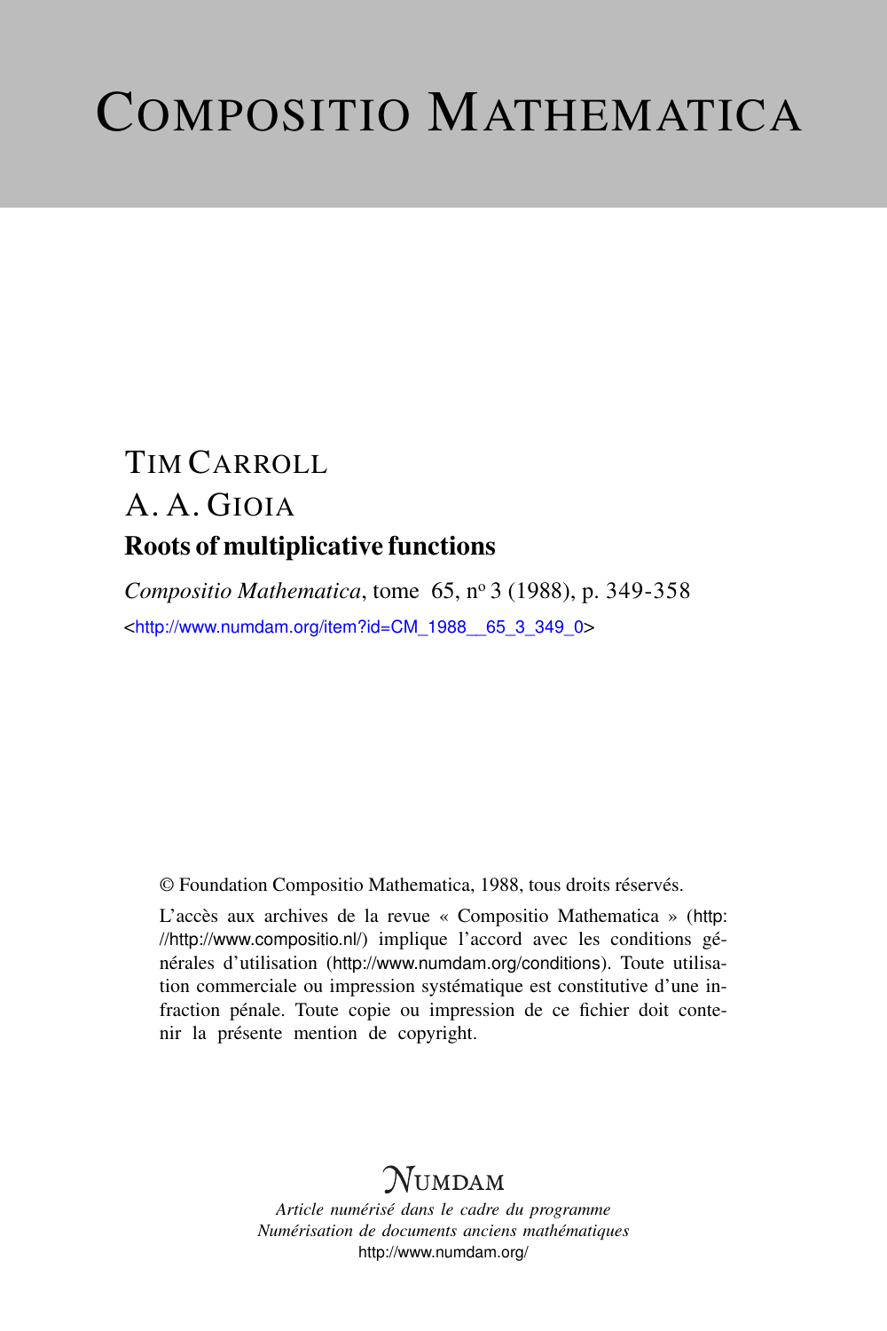# Compositio Mathematica

TIM CARROLL

A. A. GIOIA

## Roots of multiplicative functions

*Compositio Mathematica*, tome 65, nº 3 (1988), p. 349-358

<http://www.numdam.org/item?id=CM_1988__65_3_349_0>

© Foundation Compositio Mathematica, 1988, tous droits réservés.

L'accès aux archives de la revue « Compositio Mathematica » (http://http://www.compositio.nl/) implique l'accord avec les conditions générales d'utilisation (http://www.numdam.org/conditions). Toute utilisation commerciale ou impression systématique est constitutive d'une infraction pénale. Toute copie ou impression de ce fichier doit contenir la présente mention de copyright.

NUMDAM

*Article numérisé dans le cadre du programme*
*Numérisation de documents anciens mathématiques*
http://www.numdam.org/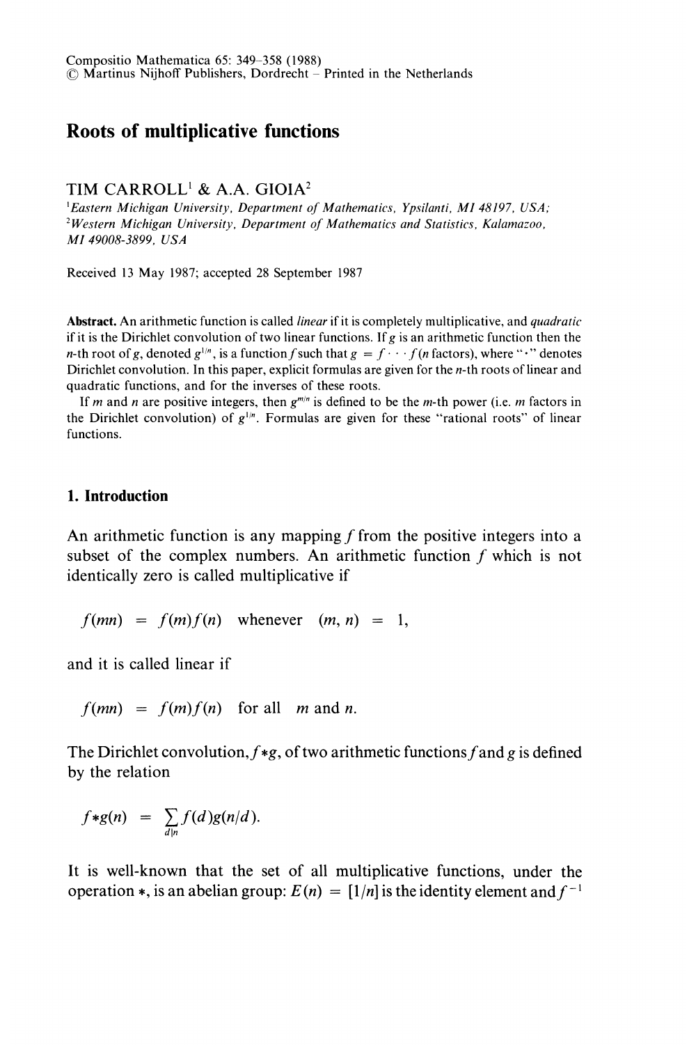Compositio Mathematica 65: 349–358 (1988)
© Martinus Nijhoff Publishers, Dordrecht – Printed in the Netherlands

# Roots of multiplicative functions

TIM CARROLL[1] & A.A. GIOIA[2]

[1]*Eastern Michigan University, Department of Mathematics, Ypsilanti, MI 48197, USA;*
[2]*Western Michigan University, Department of Mathematics and Statistics, Kalamazoo, MI 49008-3899, USA*

Received 13 May 1987; accepted 28 September 1987

**Abstract.** An arithmetic function is called *linear* if it is completely multiplicative, and *quadratic* if it is the Dirichlet convolution of two linear functions. If $g$ is an arithmetic function then the $n$-th root of $g$, denoted $g^{1/n}$, is a function $f$ such that $g = f \cdot \cdot \cdot f$ ($n$ factors), where "$\cdot$" denotes Dirichlet convolution. In this paper, explicit formulas are given for the $n$-th roots of linear and quadratic functions, and for the inverses of these roots.

If $m$ and $n$ are positive integers, then $g^{m/n}$ is defined to be the $m$-th power (i.e. $m$ factors in the Dirichlet convolution) of $g^{1/n}$. Formulas are given for these "rational roots" of linear functions.

## 1. Introduction

An arithmetic function is any mapping $f$ from the positive integers into a subset of the complex numbers. An arithmetic function $f$ which is not identically zero is called multiplicative if

$$f(mn) = f(m)f(n) \quad \text{whenever} \quad (m, n) = 1,$$

and it is called linear if

$$f(mn) = f(m)f(n) \quad \text{for all} \quad m \text{ and } n.$$

The Dirichlet convolution, $f*g$, of two arithmetic functions $f$ and $g$ is defined by the relation

$$f*g(n) = \sum_{d|n} f(d)g(n/d).$$

It is well-known that the set of all multiplicative functions, under the operation $*$, is an abelian group: $E(n) = [1/n]$ is the identity element and $f^{-1}$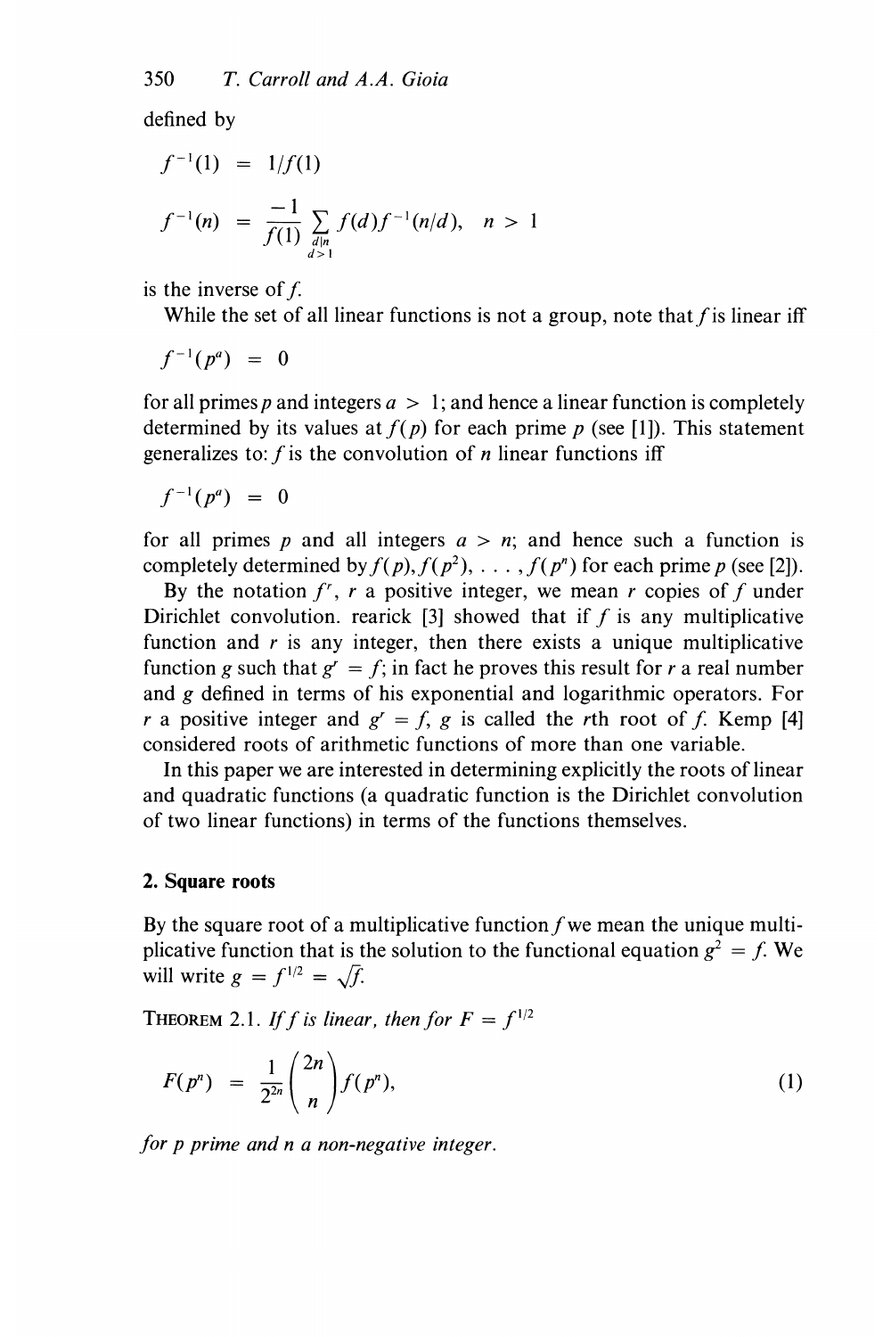defined by

$$f^{-1}(1) = 1/f(1)$$

$$f^{-1}(n) = \frac{-1}{f(1)} \sum_{\substack{d|n \\ d>1}} f(d)f^{-1}(n/d), \quad n > 1$$

is the inverse of $f$.

While the set of all linear functions is not a group, note that $f$ is linear iff

$$f^{-1}(p^a) = 0$$

for all primes $p$ and integers $a > 1$; and hence a linear function is completely determined by its values at $f(p)$ for each prime $p$ (see [1]). This statement generalizes to: $f$ is the convolution of $n$ linear functions iff

$$f^{-1}(p^a) = 0$$

for all primes $p$ and all integers $a > n$; and hence such a function is completely determined by $f(p), f(p^2), \ldots, f(p^n)$ for each prime $p$ (see [2]).

By the notation $f^r$, $r$ a positive integer, we mean $r$ copies of $f$ under Dirichlet convolution. rearick [3] showed that if $f$ is any multiplicative function and $r$ is any integer, then there exists a unique multiplicative function $g$ such that $g^r = f$; in fact he proves this result for $r$ a real number and $g$ defined in terms of his exponential and logarithmic operators. For $r$ a positive integer and $g^r = f$, $g$ is called the $r$th root of $f$. Kemp [4] considered roots of arithmetic functions of more than one variable.

In this paper we are interested in determining explicitly the roots of linear and quadratic functions (a quadratic function is the Dirichlet convolution of two linear functions) in terms of the functions themselves.

## 2. Square roots

By the square root of a multiplicative function $f$ we mean the unique multiplicative function that is the solution to the functional equation $g^2 = f$. We will write $g = f^{1/2} = \sqrt{f}$.

THEOREM 2.1. *If $f$ is linear, then for $F = f^{1/2}$*

$$F(p^n) = \frac{1}{2^{2n}} \binom{2n}{n} f(p^n), \tag{1}$$

*for $p$ prime and $n$ a non-negative integer.*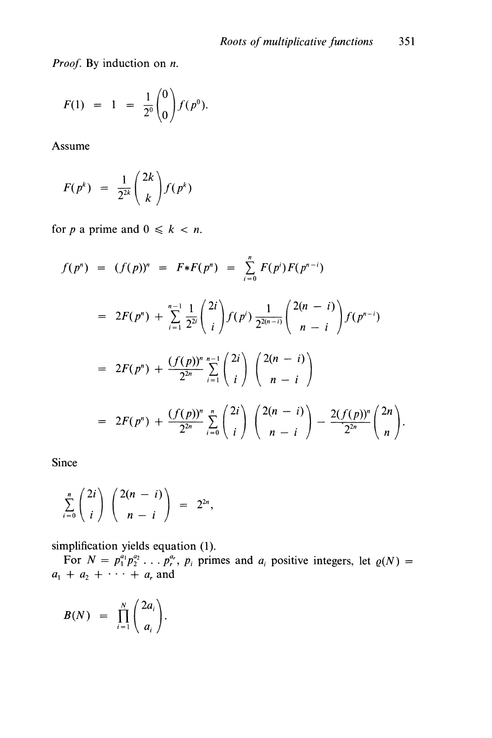*Proof.* By induction on $n$.

$$F(1) = 1 = \frac{1}{2^0}\binom{0}{0} f(p^0).$$

Assume

$$F(p^k) = \frac{1}{2^{2k}}\binom{2k}{k} f(p^k)$$

for $p$ a prime and $0 \leqslant k < n$.

$$f(p^n) = (f(p))^n = F{*}F(p^n) = \sum_{i=0}^{n} F(p^i)F(p^{n-i})$$

$$= 2F(p^n) + \sum_{i=1}^{n-1} \frac{1}{2^{2i}}\binom{2i}{i} f(p^i) \frac{1}{2^{2(n-i)}}\binom{2(n-i)}{n-i} f(p^{n-i})$$

$$= 2F(p^n) + \frac{(f(p))^n}{2^{2n}} \sum_{i=1}^{n-1} \binom{2i}{i}\binom{2(n-i)}{n-i}$$

$$= 2F(p^n) + \frac{(f(p))^n}{2^{2n}} \sum_{i=0}^{n} \binom{2i}{i}\binom{2(n-i)}{n-i} - \frac{2(f(p))^n}{2^{2n}}\binom{2n}{n}.$$

Since

$$\sum_{i=0}^{n} \binom{2i}{i}\binom{2(n-i)}{n-i} = 2^{2n},$$

simplification yields equation (1).

For $N = p_1^{a_1}p_2^{a_2}\ldots p_r^{a_r}$, $p_i$ primes and $a_i$ positive integers, let $\varrho(N) = a_1 + a_2 + \cdots + a_r$ and

$$B(N) = \prod_{i=1}^{N} \binom{2a_i}{a_i}.$$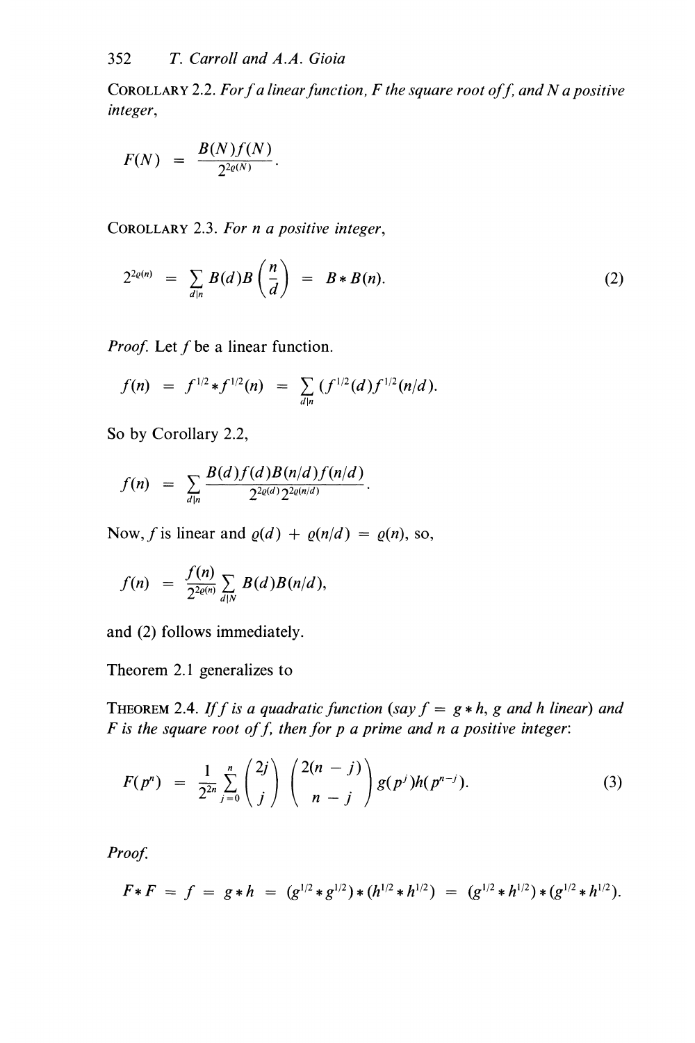COROLLARY 2.2. *For $f$ a linear function, $F$ the square root of $f$, and $N$ a positive integer,*

$$F(N) = \frac{B(N)f(N)}{2^{2\varrho(N)}}.$$

COROLLARY 2.3. *For $n$ a positive integer,*

$$2^{2\varrho(n)} = \sum_{d|n} B(d)B\left(\frac{n}{d}\right) = B * B(n). \tag{2}$$

*Proof.* Let $f$ be a linear function.

$$f(n) = f^{1/2} * f^{1/2}(n) = \sum_{d|n} (f^{1/2}(d)f^{1/2}(n/d).$$

So by Corollary 2.2,

$$f(n) = \sum_{d|n} \frac{B(d)f(d)B(n/d)f(n/d)}{2^{2\varrho(d)}2^{2\varrho(n/d)}}.$$

Now, $f$ is linear and $\varrho(d) + \varrho(n/d) = \varrho(n)$, so,

$$f(n) = \frac{f(n)}{2^{2\varrho(n)}} \sum_{d|N} B(d)B(n/d),$$

and (2) follows immediately.

Theorem 2.1 generalizes to

THEOREM 2.4. *If $f$ is a quadratic function (say $f = g * h$, $g$ and $h$ linear) and $F$ is the square root of $f$, then for $p$ a prime and $n$ a positive integer:*

$$F(p^n) = \frac{1}{2^{2n}} \sum_{j=0}^{n} \binom{2j}{j} \binom{2(n-j)}{n-j} g(p^j)h(p^{n-j}). \tag{3}$$

*Proof.*

$$F * F = f = g * h = (g^{1/2} * g^{1/2}) * (h^{1/2} * h^{1/2}) = (g^{1/2} * h^{1/2}) * (g^{1/2} * h^{1/2}).$$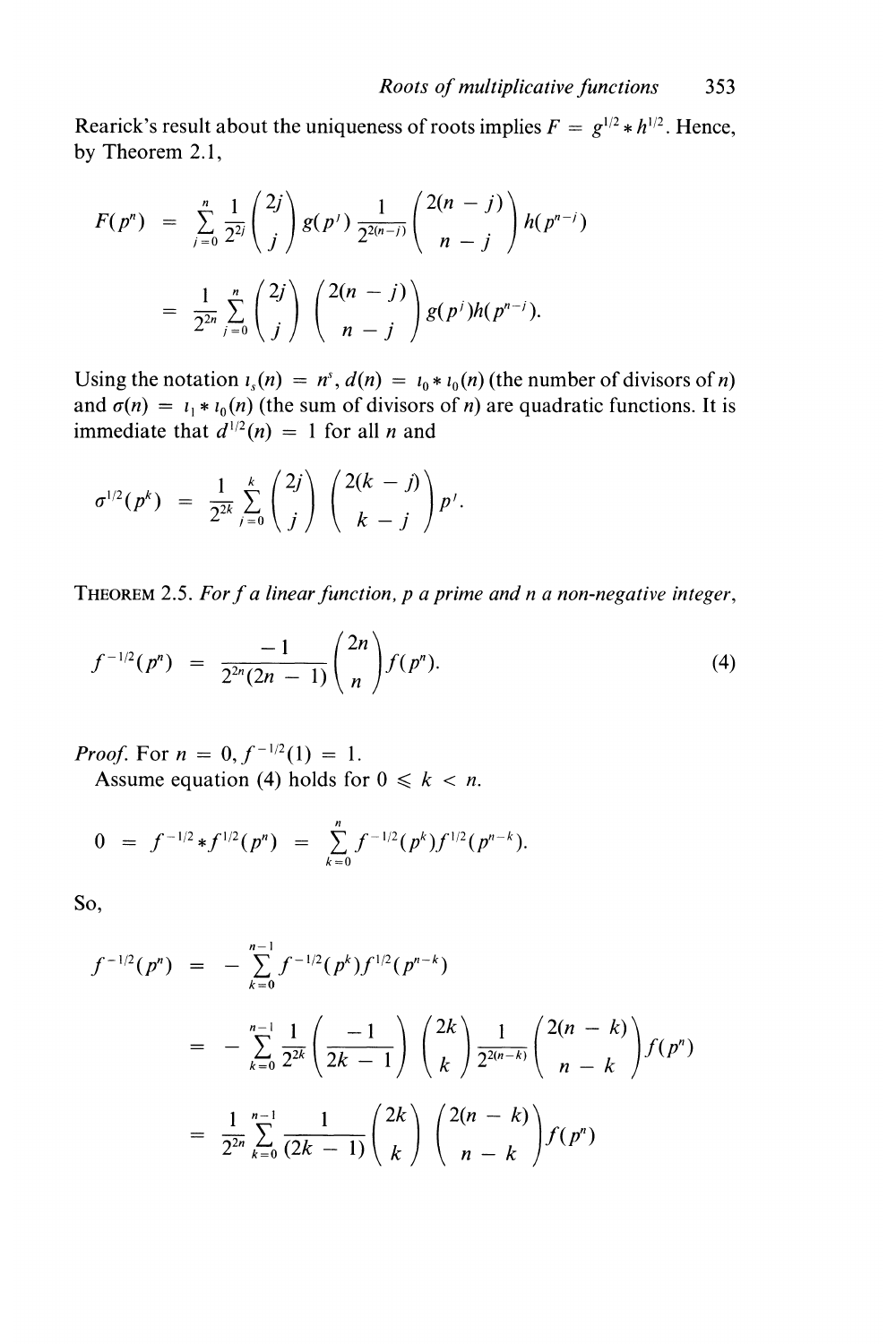Rearick's result about the uniqueness of roots implies $F = g^{1/2} * h^{1/2}$. Hence, by Theorem 2.1,

$$
\begin{aligned}
F(p^n) &= \sum_{j=0}^{n} \frac{1}{2^{2j}} \binom{2j}{j} g(p^j) \frac{1}{2^{2(n-j)}} \binom{2(n-j)}{n-j} h(p^{n-j}) \\
&= \frac{1}{2^{2n}} \sum_{j=0}^{n} \binom{2j}{j} \binom{2(n-j)}{n-j} g(p^j) h(p^{n-j}).
\end{aligned}
$$

Using the notation $\iota_s(n) = n^s$, $d(n) = \iota_0 * \iota_0(n)$ (the number of divisors of $n$) and $\sigma(n) = \iota_1 * \iota_0(n)$ (the sum of divisors of $n$) are quadratic functions. It is immediate that $d^{1/2}(n) = 1$ for all $n$ and

$$
\sigma^{1/2}(p^k) = \frac{1}{2^{2k}} \sum_{j=0}^{k} \binom{2j}{j} \binom{2(k-j)}{k-j} p^j.
$$

THEOREM 2.5. *For $f$ a linear function, $p$ a prime and $n$ a non-negative integer,*

$$
f^{-1/2}(p^n) = \frac{-1}{2^{2n}(2n-1)} \binom{2n}{n} f(p^n). \tag{4}
$$

*Proof.* For $n = 0$, $f^{-1/2}(1) = 1$.

Assume equation (4) holds for $0 \leqslant k < n$.

$$
0 = f^{-1/2} * f^{1/2}(p^n) = \sum_{k=0}^{n} f^{-1/2}(p^k) f^{1/2}(p^{n-k}).
$$

So,

$$
\begin{aligned}
f^{-1/2}(p^n) &= -\sum_{k=0}^{n-1} f^{-1/2}(p^k) f^{1/2}(p^{n-k}) \\
&= -\sum_{k=0}^{n-1} \frac{1}{2^{2k}} \left( \frac{-1}{2k-1} \right) \binom{2k}{k} \frac{1}{2^{2(n-k)}} \binom{2(n-k)}{n-k} f(p^n) \\
&= \frac{1}{2^{2n}} \sum_{k=0}^{n-1} \frac{1}{(2k-1)} \binom{2k}{k} \binom{2(n-k)}{n-k} f(p^n)
\end{aligned}
$$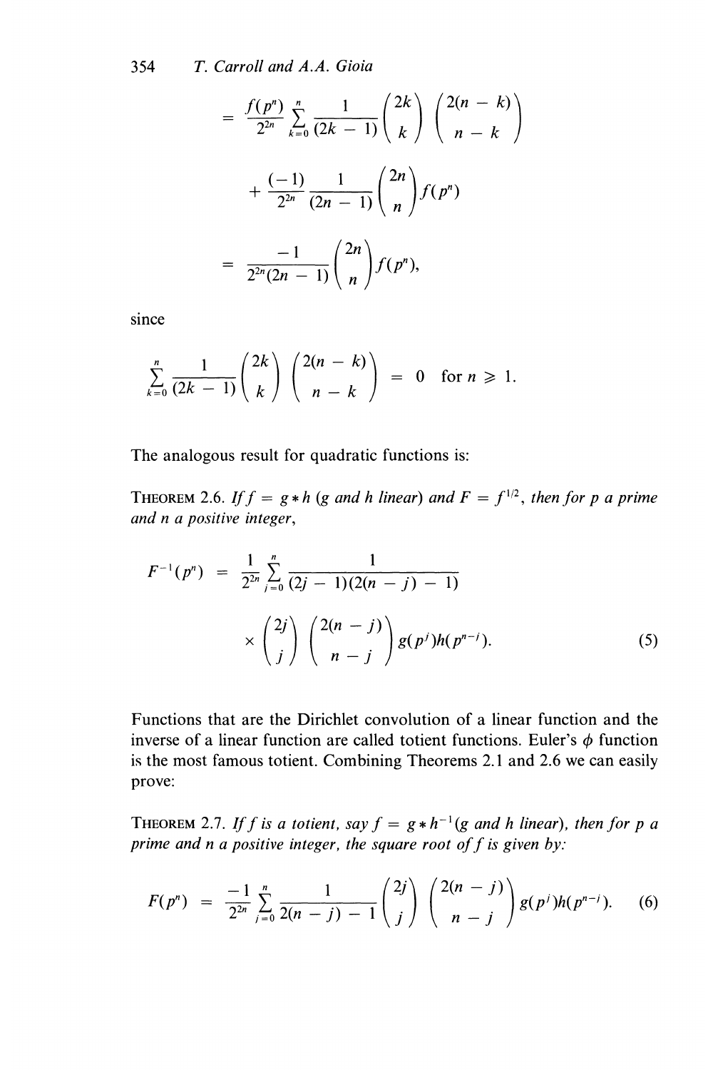$$= \frac{f(p^n)}{2^{2n}} \sum_{k=0}^{n} \frac{1}{(2k-1)} \binom{2k}{k} \binom{2(n-k)}{n-k}$$

$$+ \frac{(-1)}{2^{2n}} \frac{1}{(2n-1)} \binom{2n}{n} f(p^n)$$

$$= \frac{-1}{2^{2n}(2n-1)} \binom{2n}{n} f(p^n),$$

since

$$\sum_{k=0}^{n} \frac{1}{(2k-1)} \binom{2k}{k} \binom{2(n-k)}{n-k} = 0 \quad \text{for } n \geqslant 1.$$

The analogous result for quadratic functions is:

THEOREM 2.6. *If $f = g * h$ ($g$ and $h$ linear) and $F = f^{1/2}$, then for $p$ a prime and $n$ a positive integer,*

$$F^{-1}(p^n) = \frac{1}{2^{2n}} \sum_{j=0}^{n} \frac{1}{(2j-1)(2(n-j)-1)} \times \binom{2j}{j} \binom{2(n-j)}{n-j} g(p^j) h(p^{n-j}). \tag{5}$$

Functions that are the Dirichlet convolution of a linear function and the inverse of a linear function are called totient functions. Euler's $\phi$ function is the most famous totient. Combining Theorems 2.1 and 2.6 we can easily prove:

THEOREM 2.7. *If $f$ is a totient, say $f = g * h^{-1}$ ($g$ and $h$ linear), then for $p$ a prime and $n$ a positive integer, the square root of $f$ is given by:*

$$F(p^n) = \frac{-1}{2^{2n}} \sum_{j=0}^{n} \frac{1}{2(n-j)-1} \binom{2j}{j} \binom{2(n-j)}{n-j} g(p^j) h(p^{n-j}). \tag{6}$$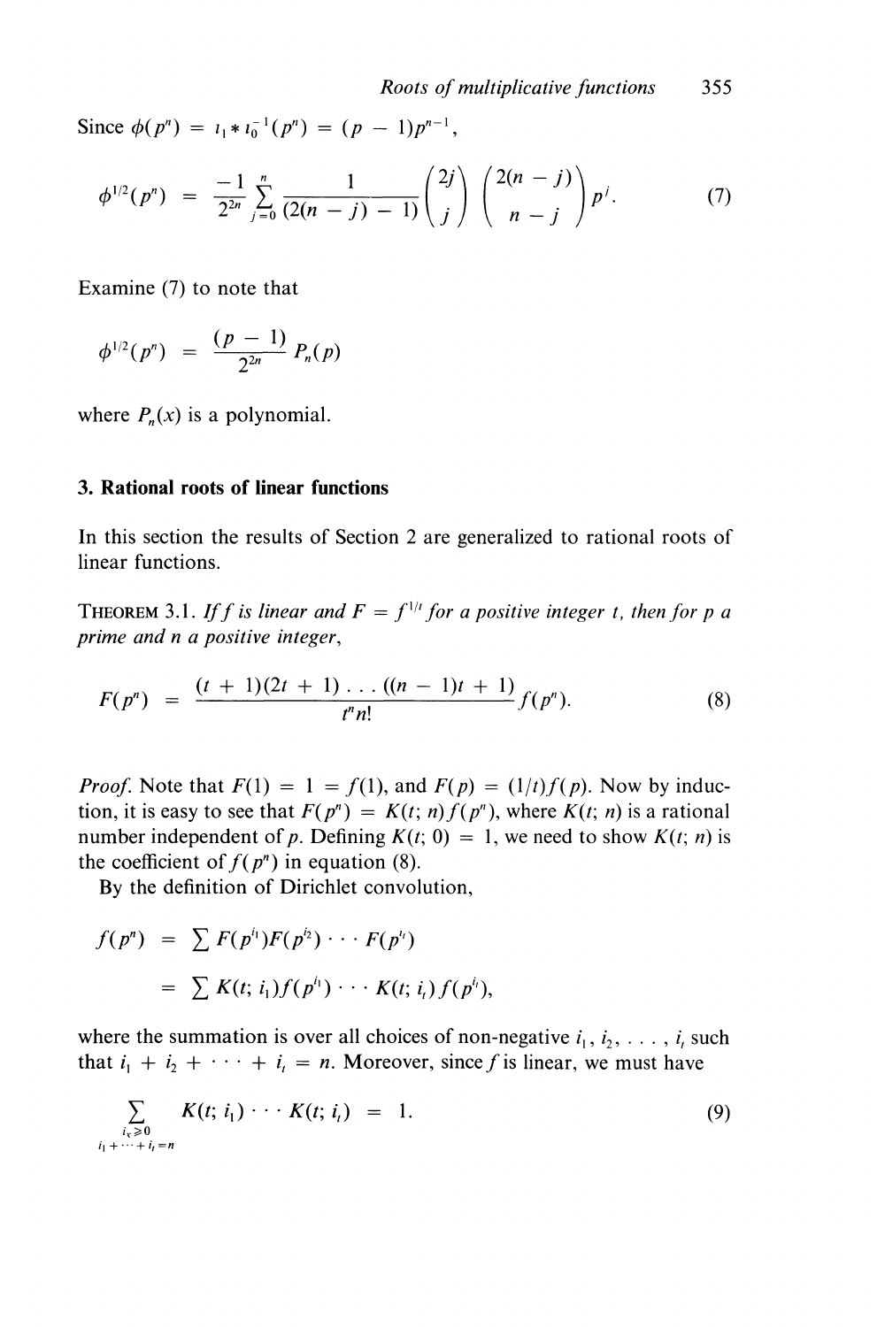Since $\phi(p^n) = \iota_1 * \iota_0^{-1}(p^n) = (p-1)p^{n-1}$,

$$\phi^{1/2}(p^n) = \frac{-1}{2^{2n}} \sum_{j=0}^{n} \frac{1}{(2(n-j)-1)} \binom{2j}{j} \binom{2(n-j)}{n-j} p^j. \tag{7}$$

Examine (7) to note that

$$\phi^{1/2}(p^n) = \frac{(p-1)}{2^{2n}} P_n(p)$$

where $P_n(x)$ is a polynomial.

## 3. Rational roots of linear functions

In this section the results of Section 2 are generalized to rational roots of linear functions.

THEOREM 3.1. *If $f$ is linear and $F = f^{1/t}$ for a positive integer $t$, then for $p$ a prime and $n$ a positive integer,*

$$F(p^n) = \frac{(t+1)(2t+1)\ldots((n-1)t+1)}{t^n n!} f(p^n). \tag{8}$$

*Proof.* Note that $F(1) = 1 = f(1)$, and $F(p) = (1/t)f(p)$. Now by induction, it is easy to see that $F(p^n) = K(t; n)f(p^n)$, where $K(t; n)$ is a rational number independent of $p$. Defining $K(t; 0) = 1$, we need to show $K(t; n)$ is the coefficient of $f(p^n)$ in equation (8).

By the definition of Dirichlet convolution,

$$\begin{aligned} f(p^n) &= \sum F(p^{i_1})F(p^{i_2}) \cdots F(p^{i_t}) \\ &= \sum K(t; i_1)f(p^{i_1}) \cdots K(t; i_t)f(p^{i_t}), \end{aligned}$$

where the summation is over all choices of non-negative $i_1, i_2, \ldots, i_t$ such that $i_1 + i_2 + \cdots + i_t = n$. Moreover, since $f$ is linear, we must have

$$\sum_{\substack{i_x \geq 0 \\ i_1 + \cdots + i_t = n}} K(t; i_1) \cdots K(t; i_t) = 1. \tag{9}$$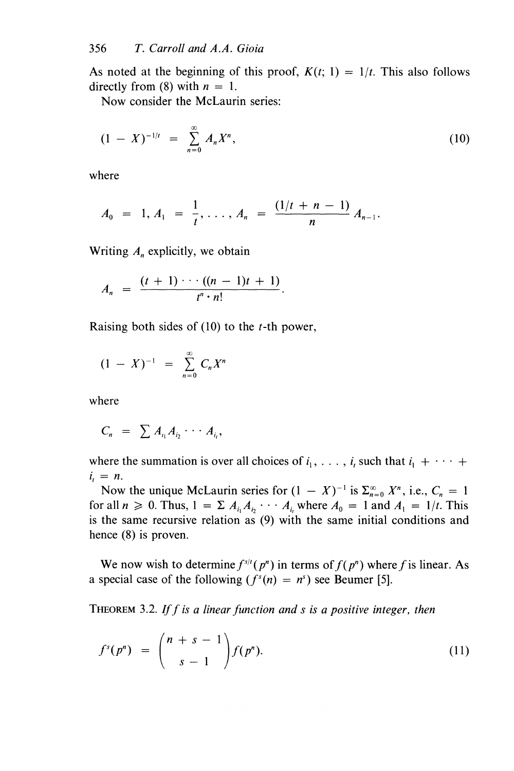As noted at the beginning of this proof, $K(t; 1) = 1/t$. This also follows directly from (8) with $n = 1$.

Now consider the McLaurin series:

$$(1 - X)^{-1/t} = \sum_{n=0}^{\infty} A_n X^n, \tag{10}$$

where

$$A_0 = 1, A_1 = \frac{1}{t}, \ldots, A_n = \frac{(1/t + n - 1)}{n} A_{n-1}.$$

Writing $A_n$ explicitly, we obtain

$$A_n = \frac{(t + 1) \cdots ((n - 1)t + 1)}{t^n \cdot n!}.$$

Raising both sides of (10) to the $t$-th power,

$$(1 - X)^{-1} = \sum_{n=0}^{\infty} C_n X^n$$

where

$$C_n = \sum A_{i_1} A_{i_2} \cdots A_{i_t},$$

where the summation is over all choices of $i_1, \ldots, i_t$ such that $i_1 + \cdots + i_t = n$.

Now the unique McLaurin series for $(1 - X)^{-1}$ is $\Sigma_{n=0}^{\infty} X^n$, i.e., $C_n = 1$ for all $n \geqslant 0$. Thus, $1 = \Sigma A_{i_1} A_{i_2} \cdots A_{i_t}$ where $A_0 = 1$ and $A_1 = 1/t$. This is the same recursive relation as (9) with the same initial conditions and hence (8) is proven.

We now wish to determine $f^{s/t}(p^n)$ in terms of $f(p^n)$ where $f$ is linear. As a special case of the following ($f^s(n) = n^s$) see Beumer [5].

**Theorem 3.2.** *If $f$ is a linear function and $s$ is a positive integer, then*

$$f^s(p^n) = \binom{n + s - 1}{s - 1} f(p^n). \tag{11}$$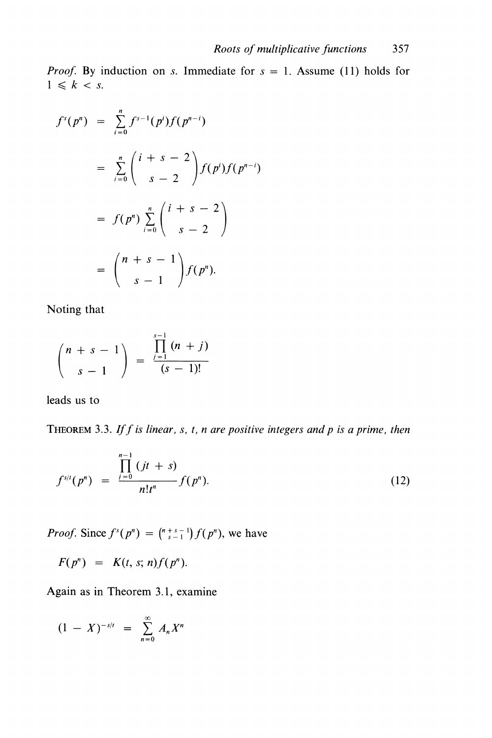*Proof.* By induction on $s$. Immediate for $s = 1$. Assume (11) holds for $1 \leqslant k < s$.

$$
\begin{aligned}
f^s(p^n) &= \sum_{i=0}^{n} f^{s-1}(p^i) f(p^{n-i}) \\
&= \sum_{i=0}^{n} \binom{i+s-2}{s-2} f(p^i) f(p^{n-i}) \\
&= f(p^n) \sum_{i=0}^{n} \binom{i+s-2}{s-2} \\
&= \binom{n+s-1}{s-1} f(p^n).
\end{aligned}
$$

Noting that

$$
\binom{n+s-1}{s-1} = \frac{\prod_{j=1}^{s-1} (n+j)}{(s-1)!}
$$

leads us to

THEOREM 3.3. *If $f$ is linear, $s$, $t$, $n$ are positive integers and $p$ is a prime, then*

$$
f^{s/t}(p^n) = \frac{\prod_{j=0}^{n-1} (jt + s)}{n! t^n} f(p^n). \tag{12}
$$

*Proof.* Since $f^s(p^n) = \binom{n+s-1}{s-1} f(p^n)$, we have

$$
F(p^n) = K(t, s; n) f(p^n).
$$

Again as in Theorem 3.1, examine

$$
(1 - X)^{-s/t} = \sum_{n=0}^{\infty} A_n X^n
$$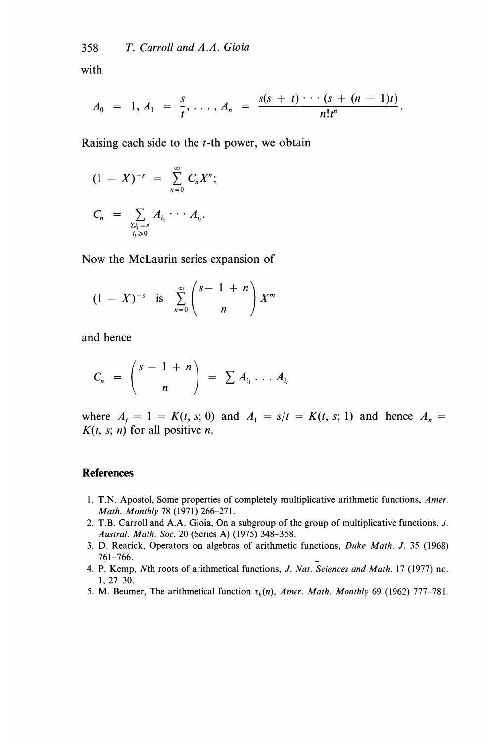with

$$A_0 = 1, A_1 = \frac{s}{t}, \ldots, A_n = \frac{s(s+t)\cdots(s+(n-1)t)}{n!t^n}.$$

Raising each side to the $t$-th power, we obtain

$$(1 - X)^{-s} = \sum_{n=0}^{\infty} C_n X^n;$$

$$C_n = \sum_{\substack{\Sigma i_j = n \\ i_j \geqslant 0}} A_{i_1} \cdots A_{i_t}.$$

Now the McLaurin series expansion of

$$(1 - X)^{-s} \text{ is } \sum_{n=0}^{\infty} \binom{s-1+n}{n} X^m$$

and hence

$$C_n = \binom{s-1+n}{n} = \sum A_{i_1} \ldots A_{i_t}$$

where $A_j = 1 = K(t, s; 0)$ and $A_1 = s/t = K(t, s; 1)$ and hence $A_n = K(t, s; n)$ for all positive $n$.

## References

1. T.N. Apostol, Some properties of completely multiplicative arithmetic functions, *Amer. Math. Monthly* 78 (1971) 266–271.
2. T.B. Carroll and A.A. Gioia, On a subgroup of the group of multiplicative functions, *J. Austral. Math. Soc.* 20 (Series A) (1975) 348–358.
3. D. Rearick, Operators on algebras of arithmetic functions, *Duke Math. J.* 35 (1968) 761–766.
4. P. Kemp, *N*th roots of arithmetical functions, *J. Nat. Sciences and Math.* 17 (1977) no. 1, 27–30.
5. M. Beumer, The arithmetical function $\tau_k(n)$, *Amer. Math. Monthly* 69 (1962) 777–781.